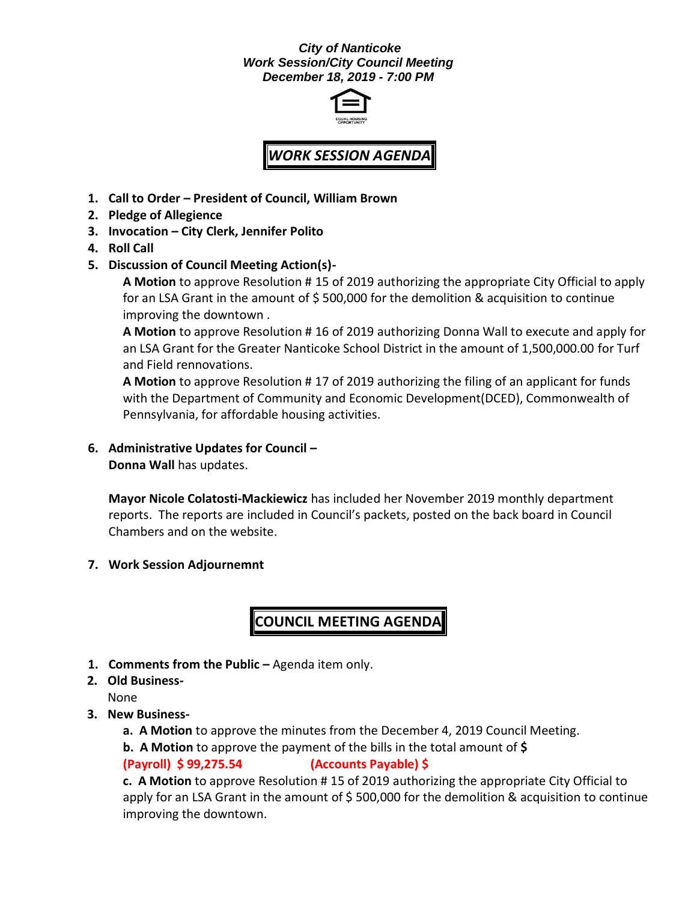***City of Nanticoke***
***Work Session/City Council Meeting***
***December 18, 2019 - 7:00 PM***

## ***WORK SESSION AGENDA***

1. **Call to Order – President of Council, William Brown**
2. **Pledge of Allegience**
3. **Invocation – City Clerk, Jennifer Polito**
4. **Roll Call**
5. **Discussion of Council Meeting Action(s)-**

   **A Motion** to approve Resolution # 15 of 2019 authorizing the appropriate City Official to apply for an LSA Grant in the amount of $ 500,000 for the demolition & acquisition to continue improving the downtown .

   **A Motion** to approve Resolution # 16 of 2019 authorizing Donna Wall to execute and apply for an LSA Grant for the Greater Nanticoke School District in the amount of 1,500,000.00 for Turf and Field rennovations.

   **A Motion** to approve Resolution # 17 of 2019 authorizing the filing of an applicant for funds with the Department of Community and Economic Development(DCED), Commonwealth of Pennsylvania, for affordable housing activities.

6. **Administrative Updates for Council –**

   **Donna Wall** has updates.

   **Mayor Nicole Colatosti-Mackiewicz** has included her November 2019 monthly department reports. The reports are included in Council's packets, posted on the back board in Council Chambers and on the website.

7. **Work Session Adjournemnt**

## **COUNCIL MEETING AGENDA**

1. **Comments from the Public –** Agenda item only.
2. **Old Business-**

   None

3. **New Business-**

   **a. A Motion** to approve the minutes from the December 4, 2019 Council Meeting.

   **b. A Motion** to approve the payment of the bills in the total amount of **$**

   **(Payroll) $ 99,275.54** **(Accounts Payable) $**

   **c. A Motion** to approve Resolution # 15 of 2019 authorizing the appropriate City Official to apply for an LSA Grant in the amount of $ 500,000 for the demolition & acquisition to continue improving the downtown.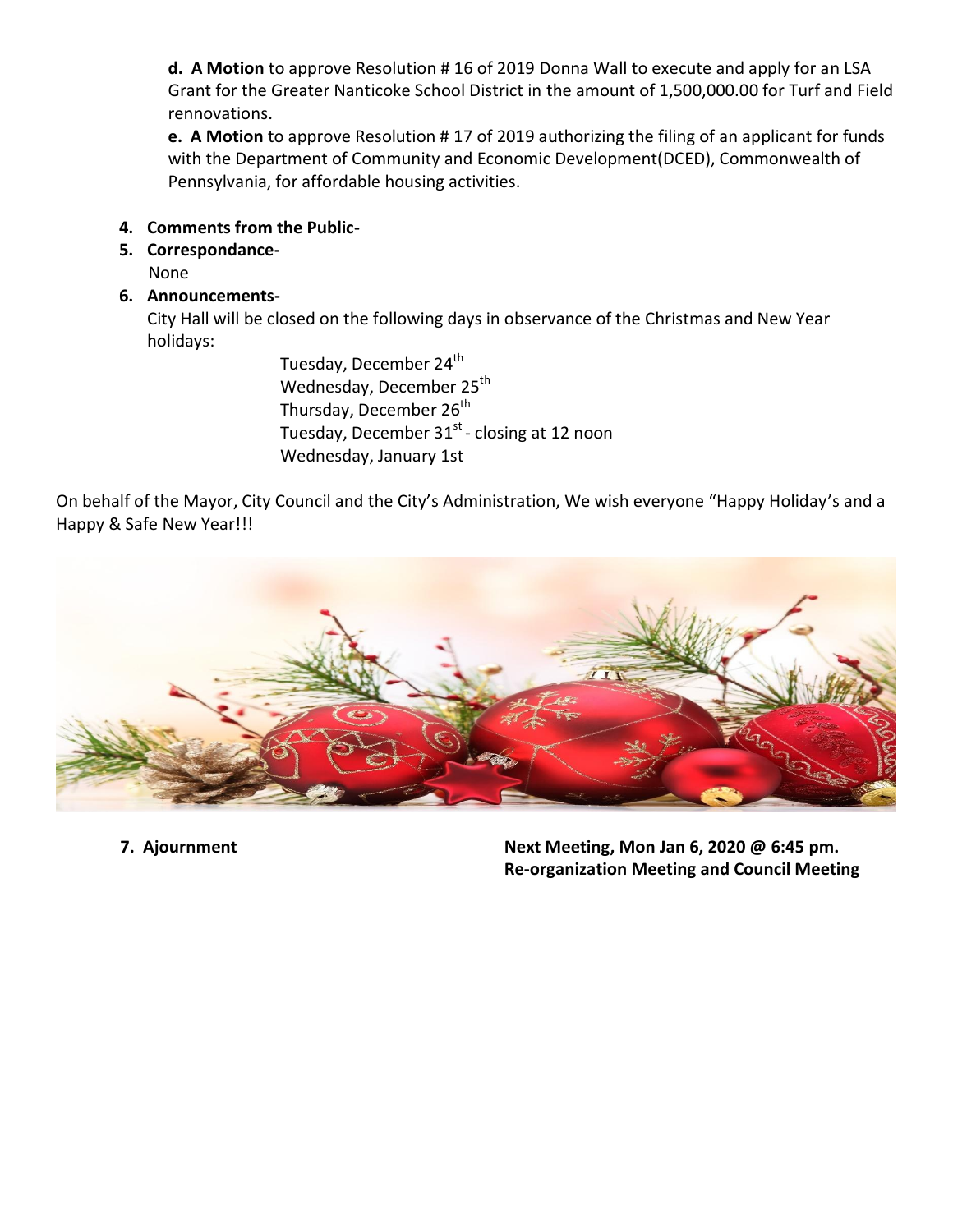**d. A Motion** to approve Resolution # 16 of 2019 Donna Wall to execute and apply for an LSA Grant for the Greater Nanticoke School District in the amount of 1,500,000.00 for Turf and Field rennovations.

**e. A Motion** to approve Resolution # 17 of 2019 authorizing the filing of an applicant for funds with the Department of Community and Economic Development(DCED), Commonwealth of Pennsylvania, for affordable housing activities.

4. **Comments from the Public-**
5. **Correspondance-**
   None
6. **Announcements-**
   City Hall will be closed on the following days in observance of the Christmas and New Year holidays:

   Tuesday, December 24th
   Wednesday, December 25th
   Thursday, December 26th
   Tuesday, December 31st - closing at 12 noon
   Wednesday, January 1st

On behalf of the Mayor, City Council and the City's Administration, We wish everyone "Happy Holiday's and a Happy & Safe New Year!!!

7. **Ajournment**

**Next Meeting, Mon Jan 6, 2020 @ 6:45 pm.**
**Re-organization Meeting and Council Meeting**